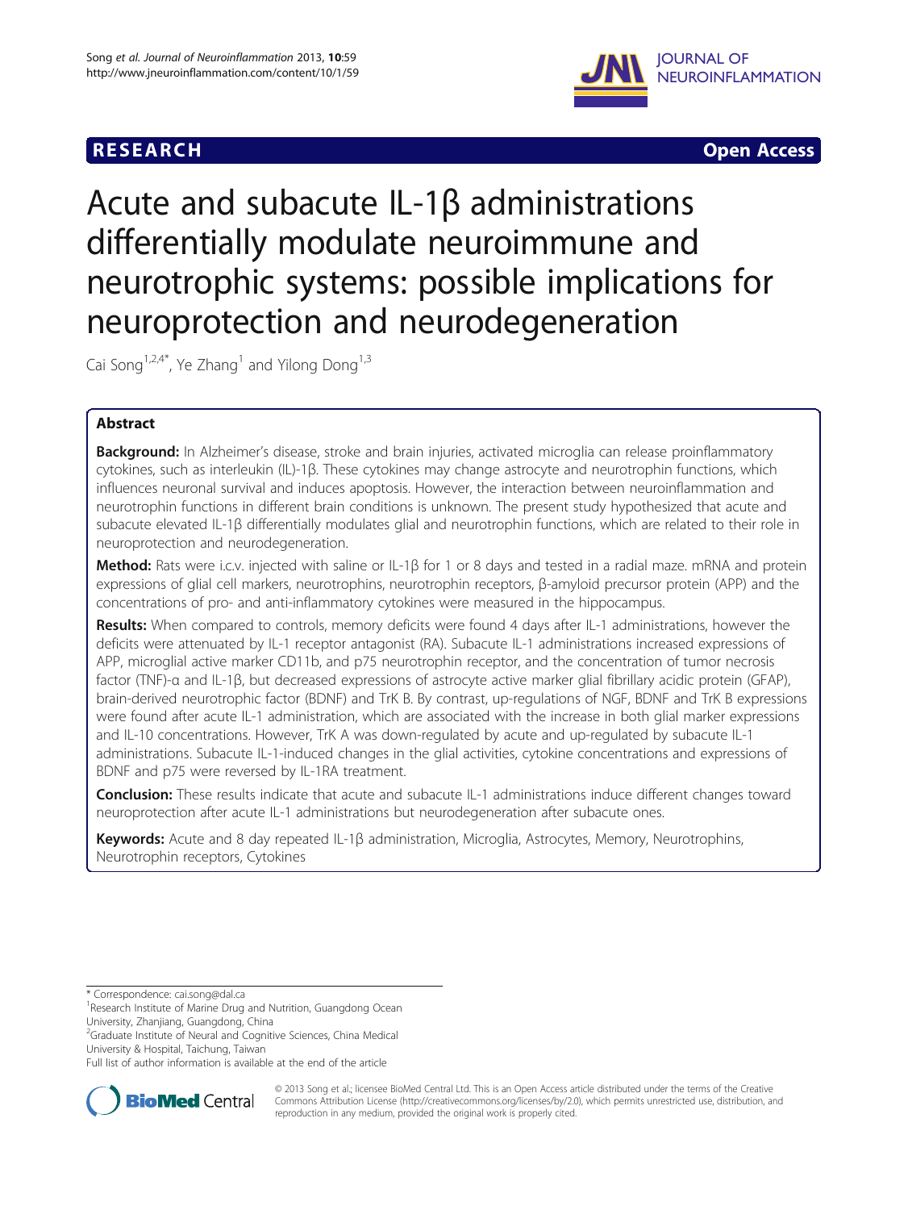RESEARCH Open Access

# Acute and subacute IL-1β administrations differentially modulate neuroimmune and neurotrophic systems: possible implications for neuroprotection and neurodegeneration

Cai Song[1,2,4*], Ye Zhang[1] and Yilong Dong[1,3]

## Abstract

**Background:** In Alzheimer's disease, stroke and brain injuries, activated microglia can release proinflammatory cytokines, such as interleukin (IL)-1β. These cytokines may change astrocyte and neurotrophin functions, which influences neuronal survival and induces apoptosis. However, the interaction between neuroinflammation and neurotrophin functions in different brain conditions is unknown. The present study hypothesized that acute and subacute elevated IL-1β differentially modulates glial and neurotrophin functions, which are related to their role in neuroprotection and neurodegeneration.

**Method:** Rats were i.c.v. injected with saline or IL-1β for 1 or 8 days and tested in a radial maze. mRNA and protein expressions of glial cell markers, neurotrophins, neurotrophin receptors, β-amyloid precursor protein (APP) and the concentrations of pro- and anti-inflammatory cytokines were measured in the hippocampus.

**Results:** When compared to controls, memory deficits were found 4 days after IL-1 administrations, however the deficits were attenuated by IL-1 receptor antagonist (RA). Subacute IL-1 administrations increased expressions of APP, microglial active marker CD11b, and p75 neurotrophin receptor, and the concentration of tumor necrosis factor (TNF)-α and IL-1β, but decreased expressions of astrocyte active marker glial fibrillary acidic protein (GFAP), brain-derived neurotrophic factor (BDNF) and TrK B. By contrast, up-regulations of NGF, BDNF and TrK B expressions were found after acute IL-1 administration, which are associated with the increase in both glial marker expressions and IL-10 concentrations. However, TrK A was down-regulated by acute and up-regulated by subacute IL-1 administrations. Subacute IL-1-induced changes in the glial activities, cytokine concentrations and expressions of BDNF and p75 were reversed by IL-1RA treatment.

**Conclusion:** These results indicate that acute and subacute IL-1 administrations induce different changes toward neuroprotection after acute IL-1 administrations but neurodegeneration after subacute ones.

**Keywords:** Acute and 8 day repeated IL-1β administration, Microglia, Astrocytes, Memory, Neurotrophins, Neurotrophin receptors, Cytokines

\* Correspondence: cai.song@dal.ca
[1]Research Institute of Marine Drug and Nutrition, Guangdong Ocean University, Zhanjiang, Guangdong, China
[2]Graduate Institute of Neural and Cognitive Sciences, China Medical University & Hospital, Taichung, Taiwan
Full list of author information is available at the end of the article

© 2013 Song et al.; licensee BioMed Central Ltd. This is an Open Access article distributed under the terms of the Creative Commons Attribution License (http://creativecommons.org/licenses/by/2.0), which permits unrestricted use, distribution, and reproduction in any medium, provided the original work is properly cited.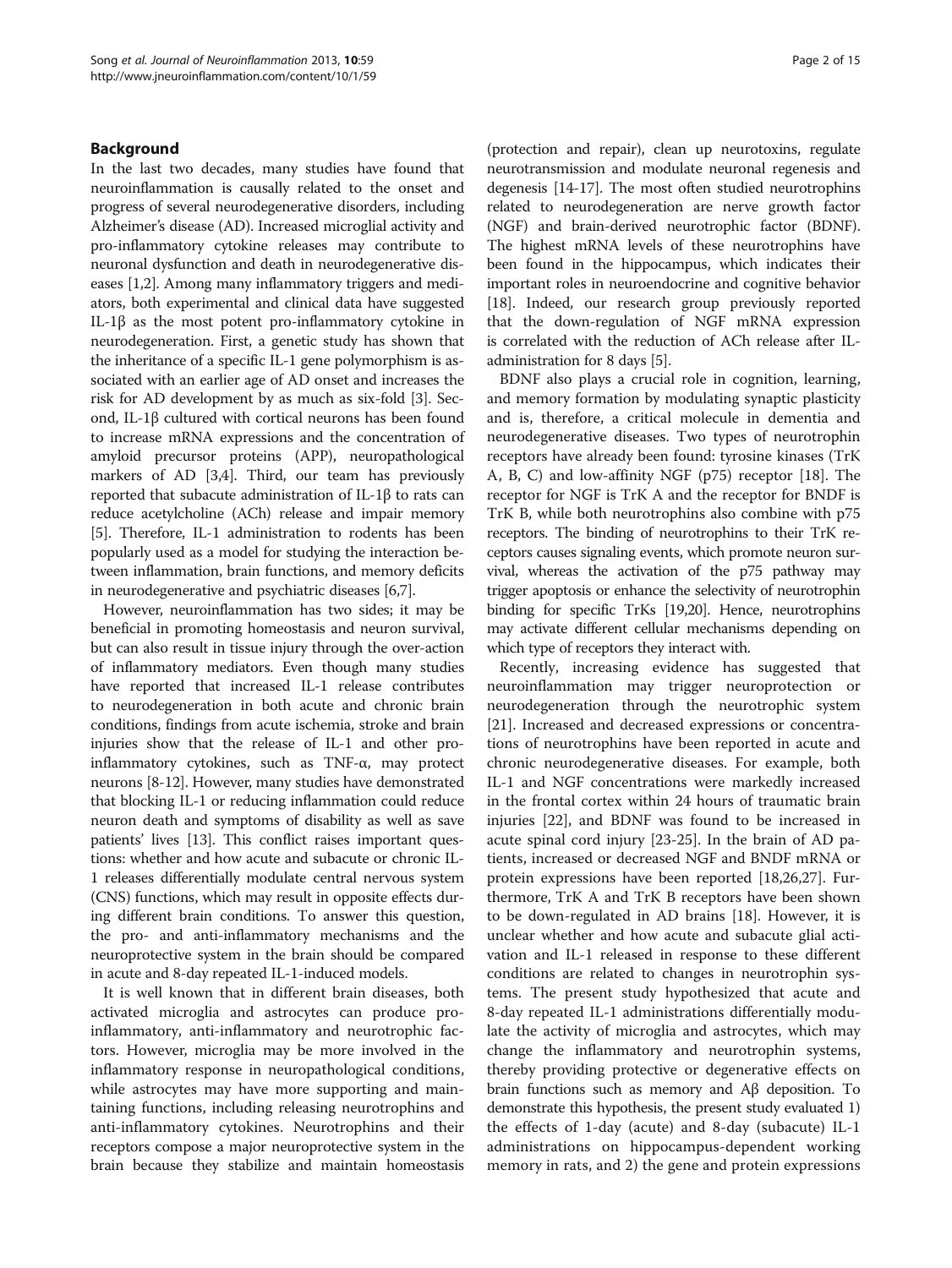## Background

In the last two decades, many studies have found that neuroinflammation is causally related to the onset and progress of several neurodegenerative disorders, including Alzheimer's disease (AD). Increased microglial activity and pro-inflammatory cytokine releases may contribute to neuronal dysfunction and death in neurodegenerative diseases [1,2]. Among many inflammatory triggers and mediators, both experimental and clinical data have suggested IL-1β as the most potent pro-inflammatory cytokine in neurodegeneration. First, a genetic study has shown that the inheritance of a specific IL-1 gene polymorphism is associated with an earlier age of AD onset and increases the risk for AD development by as much as six-fold [3]. Second, IL-1β cultured with cortical neurons has been found to increase mRNA expressions and the concentration of amyloid precursor proteins (APP), neuropathological markers of AD [3,4]. Third, our team has previously reported that subacute administration of IL-1β to rats can reduce acetylcholine (ACh) release and impair memory [5]. Therefore, IL-1 administration to rodents has been popularly used as a model for studying the interaction between inflammation, brain functions, and memory deficits in neurodegenerative and psychiatric diseases [6,7].

However, neuroinflammation has two sides; it may be beneficial in promoting homeostasis and neuron survival, but can also result in tissue injury through the over-action of inflammatory mediators. Even though many studies have reported that increased IL-1 release contributes to neurodegeneration in both acute and chronic brain conditions, findings from acute ischemia, stroke and brain injuries show that the release of IL-1 and other pro-inflammatory cytokines, such as TNF-α, may protect neurons [8-12]. However, many studies have demonstrated that blocking IL-1 or reducing inflammation could reduce neuron death and symptoms of disability as well as save patients' lives [13]. This conflict raises important questions: whether and how acute and subacute or chronic IL-1 releases differentially modulate central nervous system (CNS) functions, which may result in opposite effects during different brain conditions. To answer this question, the pro- and anti-inflammatory mechanisms and the neuroprotective system in the brain should be compared in acute and 8-day repeated IL-1-induced models.

It is well known that in different brain diseases, both activated microglia and astrocytes can produce pro-inflammatory, anti-inflammatory and neurotrophic factors. However, microglia may be more involved in the inflammatory response in neuropathological conditions, while astrocytes may have more supporting and maintaining functions, including releasing neurotrophins and anti-inflammatory cytokines. Neurotrophins and their receptors compose a major neuroprotective system in the brain because they stabilize and maintain homeostasis (protection and repair), clean up neurotoxins, regulate neurotransmission and modulate neuronal regenesis and degenesis [14-17]. The most often studied neurotrophins related to neurodegeneration are nerve growth factor (NGF) and brain-derived neurotrophic factor (BDNF). The highest mRNA levels of these neurotrophins have been found in the hippocampus, which indicates their important roles in neuroendocrine and cognitive behavior [18]. Indeed, our research group previously reported that the down-regulation of NGF mRNA expression is correlated with the reduction of ACh release after IL-administration for 8 days [5].

BDNF also plays a crucial role in cognition, learning, and memory formation by modulating synaptic plasticity and is, therefore, a critical molecule in dementia and neurodegenerative diseases. Two types of neurotrophin receptors have already been found: tyrosine kinases (TrK A, B, C) and low-affinity NGF (p75) receptor [18]. The receptor for NGF is TrK A and the receptor for BNDF is TrK B, while both neurotrophins also combine with p75 receptors. The binding of neurotrophins to their TrK receptors causes signaling events, which promote neuron survival, whereas the activation of the p75 pathway may trigger apoptosis or enhance the selectivity of neurotrophin binding for specific TrKs [19,20]. Hence, neurotrophins may activate different cellular mechanisms depending on which type of receptors they interact with.

Recently, increasing evidence has suggested that neuroinflammation may trigger neuroprotection or neurodegeneration through the neurotrophic system [21]. Increased and decreased expressions or concentrations of neurotrophins have been reported in acute and chronic neurodegenerative diseases. For example, both IL-1 and NGF concentrations were markedly increased in the frontal cortex within 24 hours of traumatic brain injuries [22], and BDNF was found to be increased in acute spinal cord injury [23-25]. In the brain of AD patients, increased or decreased NGF and BNDF mRNA or protein expressions have been reported [18,26,27]. Furthermore, TrK A and TrK B receptors have been shown to be down-regulated in AD brains [18]. However, it is unclear whether and how acute and subacute glial activation and IL-1 released in response to these different conditions are related to changes in neurotrophin systems. The present study hypothesized that acute and 8-day repeated IL-1 administrations differentially modulate the activity of microglia and astrocytes, which may change the inflammatory and neurotrophin systems, thereby providing protective or degenerative effects on brain functions such as memory and Aβ deposition. To demonstrate this hypothesis, the present study evaluated 1) the effects of 1-day (acute) and 8-day (subacute) IL-1 administrations on hippocampus-dependent working memory in rats, and 2) the gene and protein expressions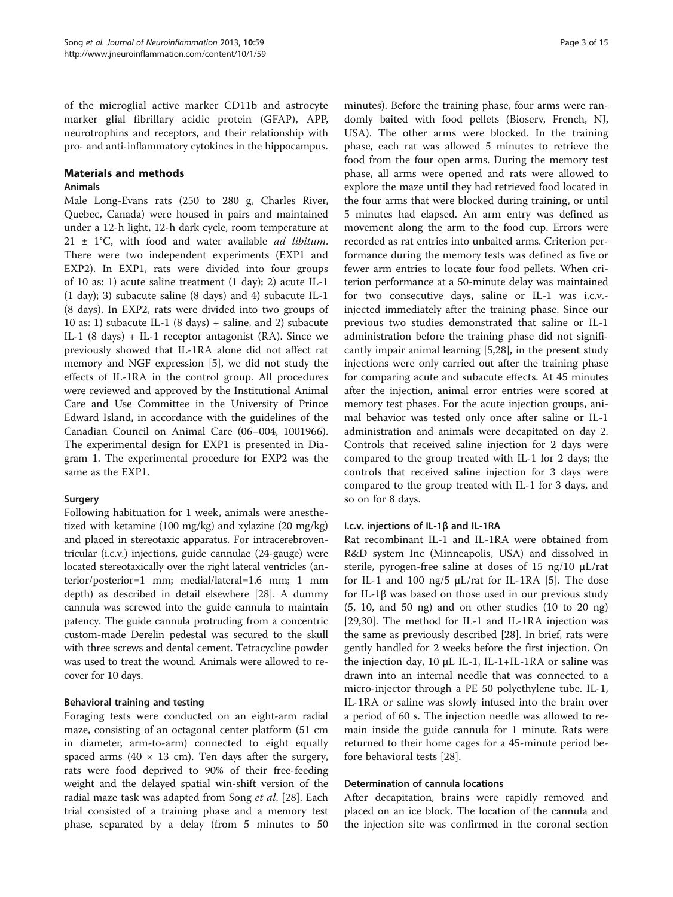of the microglial active marker CD11b and astrocyte marker glial fibrillary acidic protein (GFAP), APP, neurotrophins and receptors, and their relationship with pro- and anti-inflammatory cytokines in the hippocampus.

## Materials and methods

### Animals

Male Long-Evans rats (250 to 280 g, Charles River, Quebec, Canada) were housed in pairs and maintained under a 12-h light, 12-h dark cycle, room temperature at 21 ± 1°C, with food and water available *ad libitum*. There were two independent experiments (EXP1 and EXP2). In EXP1, rats were divided into four groups of 10 as: 1) acute saline treatment (1 day); 2) acute IL-1 (1 day); 3) subacute saline (8 days) and 4) subacute IL-1 (8 days). In EXP2, rats were divided into two groups of 10 as: 1) subacute IL-1 (8 days) + saline, and 2) subacute IL-1 (8 days) + IL-1 receptor antagonist (RA). Since we previously showed that IL-1RA alone did not affect rat memory and NGF expression [5], we did not study the effects of IL-1RA in the control group. All procedures were reviewed and approved by the Institutional Animal Care and Use Committee in the University of Prince Edward Island, in accordance with the guidelines of the Canadian Council on Animal Care (06–004, 1001966). The experimental design for EXP1 is presented in Diagram 1. The experimental procedure for EXP2 was the same as the EXP1.

### Surgery

Following habituation for 1 week, animals were anesthetized with ketamine (100 mg/kg) and xylazine (20 mg/kg) and placed in stereotaxic apparatus. For intracerebroventricular (i.c.v.) injections, guide cannulae (24-gauge) were located stereotaxically over the right lateral ventricles (anterior/posterior=1 mm; medial/lateral=1.6 mm; 1 mm depth) as described in detail elsewhere [28]. A dummy cannula was screwed into the guide cannula to maintain patency. The guide cannula protruding from a concentric custom-made Derelin pedestal was secured to the skull with three screws and dental cement. Tetracycline powder was used to treat the wound. Animals were allowed to recover for 10 days.

### Behavioral training and testing

Foraging tests were conducted on an eight-arm radial maze, consisting of an octagonal center platform (51 cm in diameter, arm-to-arm) connected to eight equally spaced arms (40 × 13 cm). Ten days after the surgery, rats were food deprived to 90% of their free-feeding weight and the delayed spatial win-shift version of the radial maze task was adapted from Song *et al*. [28]. Each trial consisted of a training phase and a memory test phase, separated by a delay (from 5 minutes to 50 minutes). Before the training phase, four arms were randomly baited with food pellets (Bioserv, French, NJ, USA). The other arms were blocked. In the training phase, each rat was allowed 5 minutes to retrieve the food from the four open arms. During the memory test phase, all arms were opened and rats were allowed to explore the maze until they had retrieved food located in the four arms that were blocked during training, or until 5 minutes had elapsed. An arm entry was defined as movement along the arm to the food cup. Errors were recorded as rat entries into unbaited arms. Criterion performance during the memory tests was defined as five or fewer arm entries to locate four food pellets. When criterion performance at a 50-minute delay was maintained for two consecutive days, saline or IL-1 was i.c.v.-injected immediately after the training phase. Since our previous two studies demonstrated that saline or IL-1 administration before the training phase did not significantly impair animal learning [5,28], in the present study injections were only carried out after the training phase for comparing acute and subacute effects. At 45 minutes after the injection, animal error entries were scored at memory test phases. For the acute injection groups, animal behavior was tested only once after saline or IL-1 administration and animals were decapitated on day 2. Controls that received saline injection for 2 days were compared to the group treated with IL-1 for 2 days; the controls that received saline injection for 3 days were compared to the group treated with IL-1 for 3 days, and so on for 8 days.

### I.c.v. injections of IL-1β and IL-1RA

Rat recombinant IL-1 and IL-1RA were obtained from R&D system Inc (Minneapolis, USA) and dissolved in sterile, pyrogen-free saline at doses of 15 ng/10 μL/rat for IL-1 and 100 ng/5 μL/rat for IL-1RA [5]. The dose for IL-1β was based on those used in our previous study (5, 10, and 50 ng) and on other studies (10 to 20 ng) [29,30]. The method for IL-1 and IL-1RA injection was the same as previously described [28]. In brief, rats were gently handled for 2 weeks before the first injection. On the injection day, 10 μL IL-1, IL-1+IL-1RA or saline was drawn into an internal needle that was connected to a micro-injector through a PE 50 polyethylene tube. IL-1, IL-1RA or saline was slowly infused into the brain over a period of 60 s. The injection needle was allowed to remain inside the guide cannula for 1 minute. Rats were returned to their home cages for a 45-minute period before behavioral tests [28].

### Determination of cannula locations

After decapitation, brains were rapidly removed and placed on an ice block. The location of the cannula and the injection site was confirmed in the coronal section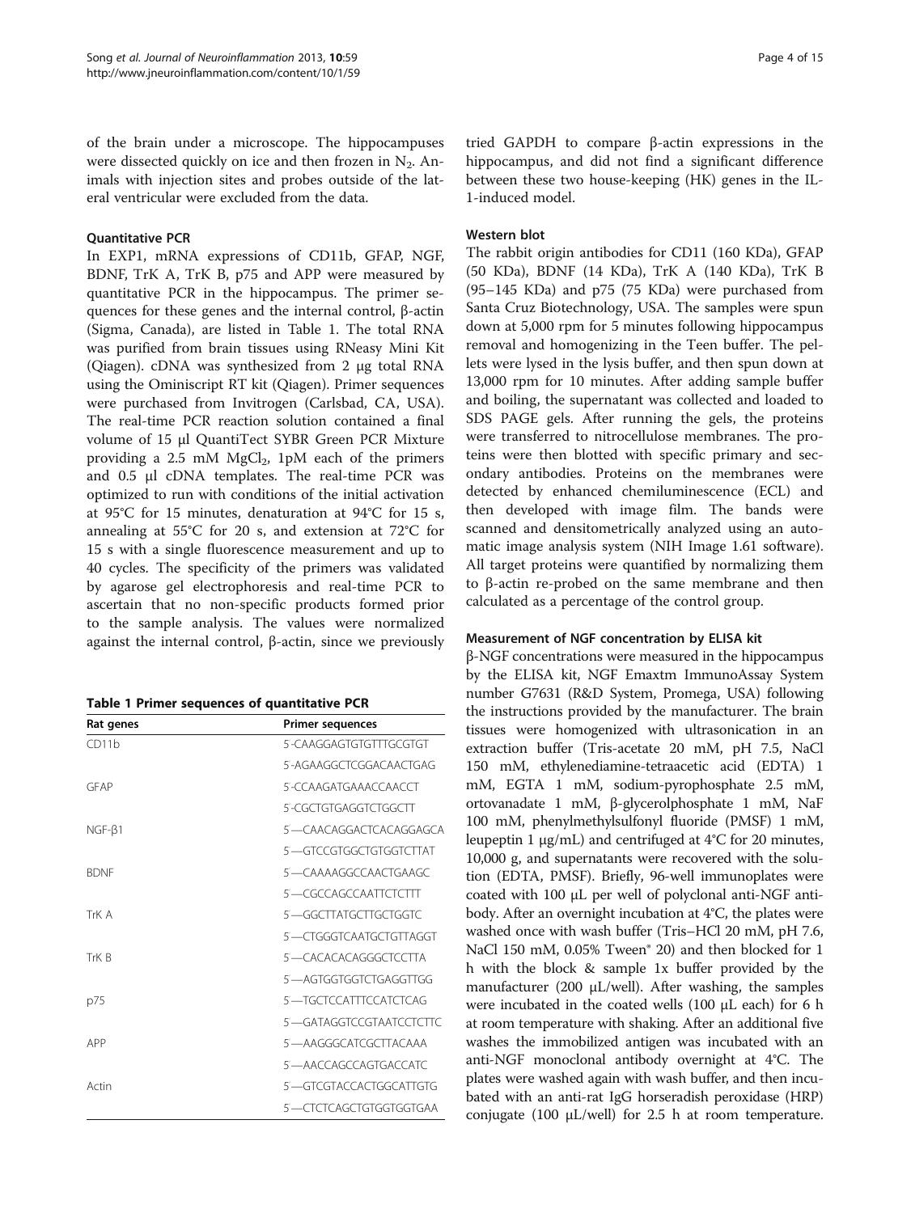of the brain under a microscope. The hippocampuses were dissected quickly on ice and then frozen in $N_2$. Animals with injection sites and probes outside of the lateral ventricular were excluded from the data.

### Quantitative PCR

In EXP1, mRNA expressions of CD11b, GFAP, NGF, BDNF, TrK A, TrK B, p75 and APP were measured by quantitative PCR in the hippocampus. The primer sequences for these genes and the internal control, β-actin (Sigma, Canada), are listed in Table 1. The total RNA was purified from brain tissues using RNeasy Mini Kit (Qiagen). cDNA was synthesized from 2 μg total RNA using the Ominiscript RT kit (Qiagen). Primer sequences were purchased from Invitrogen (Carlsbad, CA, USA). The real-time PCR reaction solution contained a final volume of 15 μl QuantiTect SYBR Green PCR Mixture providing a 2.5 mM $MgCl_2$, 1pM each of the primers and 0.5 μl cDNA templates. The real-time PCR was optimized to run with conditions of the initial activation at 95°C for 15 minutes, denaturation at 94°C for 15 s, annealing at 55°C for 20 s, and extension at 72°C for 15 s with a single fluorescence measurement and up to 40 cycles. The specificity of the primers was validated by agarose gel electrophoresis and real-time PCR to ascertain that no non-specific products formed prior to the sample analysis. The values were normalized against the internal control, β-actin, since we previously tried GAPDH to compare β-actin expressions in the hippocampus, and did not find a significant difference between these two house-keeping (HK) genes in the IL-1-induced model.

**Table 1 Primer sequences of quantitative PCR**

| Rat genes | Primer sequences |
|---|---|
| CD11b | 5-CAAGGAGTGTGTTTGCGTGT |
| | 5-AGAAGGCTCGGACAACTGAG |
| GFAP | 5-CCAAGATGAAACCAACCT |
| | 5-CGCTGTGAGGTCTGGCTT |
| NGF-β1 | 5—CAACAGGACTCACAGGAGCA |
| | 5—GTCCGTGGCTGTGGTCTTAT |
| BDNF | 5—CAAAAGGCCAACTGAAGC |
| | 5—CGCCAGCCAATTCTCTTT |
| TrK A | 5—GGCTTATGCTTGCTGGTC |
| | 5—CTGGGTCAATGCTGTTAGGT |
| TrK B | 5—CACACACAGGGCTCCTTA |
| | 5—AGTGGTGGTCTGAGGTTGG |
| p75 | 5—TGCTCCATTTCCATCTCAG |
| | 5—GATAGGTCCGTAATCCTCTTC |
| APP | 5—AAGGGCATCGCTTACAAA |
| | 5—AACCAGCCAGTGACCATC |
| Actin | 5—GTCGTACCACTGGCATTGTG |
| | 5—CTCTCAGCTGTGGTGGTGAA |

### Western blot

The rabbit origin antibodies for CD11 (160 KDa), GFAP (50 KDa), BDNF (14 KDa), TrK A (140 KDa), TrK B (95–145 KDa) and p75 (75 KDa) were purchased from Santa Cruz Biotechnology, USA. The samples were spun down at 5,000 rpm for 5 minutes following hippocampus removal and homogenizing in the Teen buffer. The pellets were lysed in the lysis buffer, and then spun down at 13,000 rpm for 10 minutes. After adding sample buffer and boiling, the supernatant was collected and loaded to SDS PAGE gels. After running the gels, the proteins were transferred to nitrocellulose membranes. The proteins were then blotted with specific primary and secondary antibodies. Proteins on the membranes were detected by enhanced chemiluminescence (ECL) and then developed with image film. The bands were scanned and densitometrically analyzed using an automatic image analysis system (NIH Image 1.61 software). All target proteins were quantified by normalizing them to β-actin re-probed on the same membrane and then calculated as a percentage of the control group.

### Measurement of NGF concentration by ELISA kit

β-NGF concentrations were measured in the hippocampus by the ELISA kit, NGF Emaxtm ImmunoAssay System number G7631 (R&D System, Promega, USA) following the instructions provided by the manufacturer. The brain tissues were homogenized with ultrasonication in an extraction buffer (Tris-acetate 20 mM, pH 7.5, NaCl 150 mM, ethylenediamine-tetraacetic acid (EDTA) 1 mM, EGTA 1 mM, sodium-pyrophosphate 2.5 mM, ortovanadate 1 mM, β-glycerolphosphate 1 mM, NaF 100 mM, phenylmethylsulfonyl fluoride (PMSF) 1 mM, leupeptin 1 μg/mL) and centrifuged at 4°C for 20 minutes, 10,000 g, and supernatants were recovered with the solution (EDTA, PMSF). Briefly, 96-well immunoplates were coated with 100 μL per well of polyclonal anti-NGF antibody. After an overnight incubation at 4°C, the plates were washed once with wash buffer (Tris–HCl 20 mM, pH 7.6, NaCl 150 mM, 0.05% Tween® 20) and then blocked for 1 h with the block & sample 1x buffer provided by the manufacturer (200 μL/well). After washing, the samples were incubated in the coated wells (100 μL each) for 6 h at room temperature with shaking. After an additional five washes the immobilized antigen was incubated with an anti-NGF monoclonal antibody overnight at 4°C. The plates were washed again with wash buffer, and then incubated with an anti-rat IgG horseradish peroxidase (HRP) conjugate (100 μL/well) for 2.5 h at room temperature.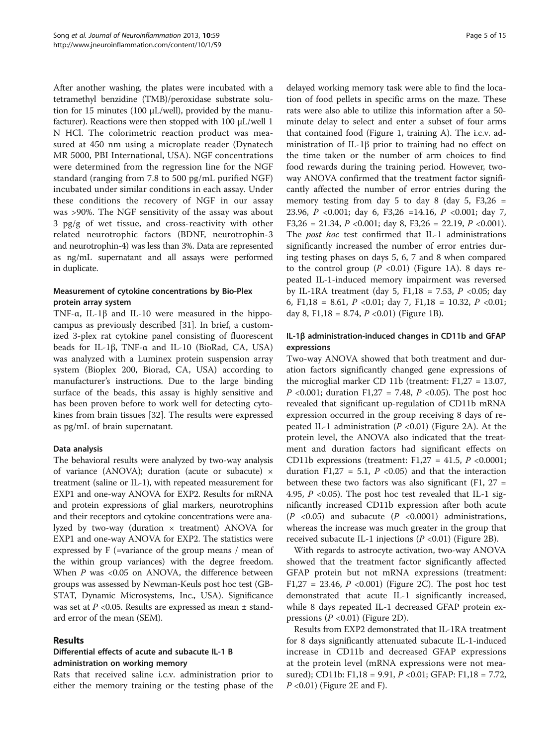After another washing, the plates were incubated with a tetramethyl benzidine (TMB)/peroxidase substrate solution for 15 minutes (100 μL/well), provided by the manufacturer). Reactions were then stopped with 100 μL/well 1 N HCl. The colorimetric reaction product was measured at 450 nm using a microplate reader (Dynatech MR 5000, PBI International, USA). NGF concentrations were determined from the regression line for the NGF standard (ranging from 7.8 to 500 pg/mL purified NGF) incubated under similar conditions in each assay. Under these conditions the recovery of NGF in our assay was >90%. The NGF sensitivity of the assay was about 3 pg/g of wet tissue, and cross-reactivity with other related neurotrophic factors (BDNF, neurotrophin-3 and neurotrophin-4) was less than 3%. Data are represented as ng/mL supernatant and all assays were performed in duplicate.

### Measurement of cytokine concentrations by Bio-Plex protein array system

TNF-α, IL-1β and IL-10 were measured in the hippocampus as previously described [31]. In brief, a customized 3-plex rat cytokine panel consisting of fluorescent beads for IL-1β, TNF-α and IL-10 (BioRad, CA, USA) was analyzed with a Luminex protein suspension array system (Bioplex 200, Biorad, CA, USA) according to manufacturer's instructions. Due to the large binding surface of the beads, this assay is highly sensitive and has been proven before to work well for detecting cytokines from brain tissues [32]. The results were expressed as pg/mL of brain supernatant.

### Data analysis

The behavioral results were analyzed by two-way analysis of variance (ANOVA); duration (acute or subacute) × treatment (saline or IL-1), with repeated measurement for EXP1 and one-way ANOVA for EXP2. Results for mRNA and protein expressions of glial markers, neurotrophins and their receptors and cytokine concentrations were analyzed by two-way (duration × treatment) ANOVA for EXP1 and one-way ANOVA for EXP2. The statistics were expressed by F (=variance of the group means / mean of the within group variances) with the degree freedom. When $P$ was <0.05 on ANOVA, the difference between groups was assessed by Newman-Keuls post hoc test (GB-STAT, Dynamic Microsystems, Inc., USA). Significance was set at $P$ <0.05. Results are expressed as mean ± standard error of the mean (SEM).

## Results

### Differential effects of acute and subacute IL-1 B administration on working memory

Rats that received saline i.c.v. administration prior to either the memory training or the testing phase of the delayed working memory task were able to find the location of food pellets in specific arms on the maze. These rats were also able to utilize this information after a 50-minute delay to select and enter a subset of four arms that contained food (Figure 1, training A). The i.c.v. administration of IL-1β prior to training had no effect on the time taken or the number of arm choices to find food rewards during the training period. However, two-way ANOVA confirmed that the treatment factor significantly affected the number of error entries during the memory testing from day 5 to day 8 (day 5, $F_{3,26}$ = 23.96, $P$ <0.001; day 6, $F_{3,26}$ =14.16, $P$ <0.001; day 7, $F_{3,26}$ = 21.34, $P$ <0.001; day 8, $F_{3,26}$ = 22.19, $P$ <0.001). The *post hoc* test confirmed that IL-1 administrations significantly increased the number of error entries during testing phases on days 5, 6, 7 and 8 when compared to the control group ($P$ <0.01) (Figure 1A). 8 days repeated IL-1-induced memory impairment was reversed by IL-1RA treatment (day 5, $F_{1,18}$ = 7.53, $P$ <0.05; day 6, $F_{1,18}$ = 8.61, $P$ <0.01; day 7, $F_{1,18}$ = 10.32, $P$ <0.01; day 8, $F_{1,18}$ = 8.74, $P$ <0.01) (Figure 1B).

### IL-1β administration-induced changes in CD11b and GFAP expressions

Two-way ANOVA showed that both treatment and duration factors significantly changed gene expressions of the microglial marker CD 11b (treatment: $F_{1,27}$ = 13.07, $P$ <0.001; duration $F_{1,27}$ = 7.48, $P$ <0.05). The post hoc revealed that significant up-regulation of CD11b mRNA expression occurred in the group receiving 8 days of repeated IL-1 administration ($P$ <0.01) (Figure 2A). At the protein level, the ANOVA also indicated that the treatment and duration factors had significant effects on CD11b expressions (treatment: $F_{1,27}$ = 41.5, $P$ <0.0001; duration $F_{1,27}$ = 5.1, $P$ <0.05) and that the interaction between these two factors was also significant ($F_{1,27}$ = 4.95, $P$ <0.05). The post hoc test revealed that IL-1 significantly increased CD11b expression after both acute ($P$ <0.05) and subacute ($P$ <0.0001) administrations, whereas the increase was much greater in the group that received subacute IL-1 injections ($P$ <0.01) (Figure 2B).

With regards to astrocyte activation, two-way ANOVA showed that the treatment factor significantly affected GFAP protein but not mRNA expressions (treatment: $F_{1,27}$ = 23.46, $P$ <0.001) (Figure 2C). The post hoc test demonstrated that acute IL-1 significantly increased, while 8 days repeated IL-1 decreased GFAP protein expressions ($P$ <0.01) (Figure 2D).

Results from EXP2 demonstrated that IL-1RA treatment for 8 days significantly attenuated subacute IL-1-induced increase in CD11b and decreased GFAP expressions at the protein level (mRNA expressions were not measured); CD11b: $F_{1,18}$ = 9.91, $P$ <0.01; GFAP: $F_{1,18}$ = 7.72, $P$ <0.01) (Figure 2E and F).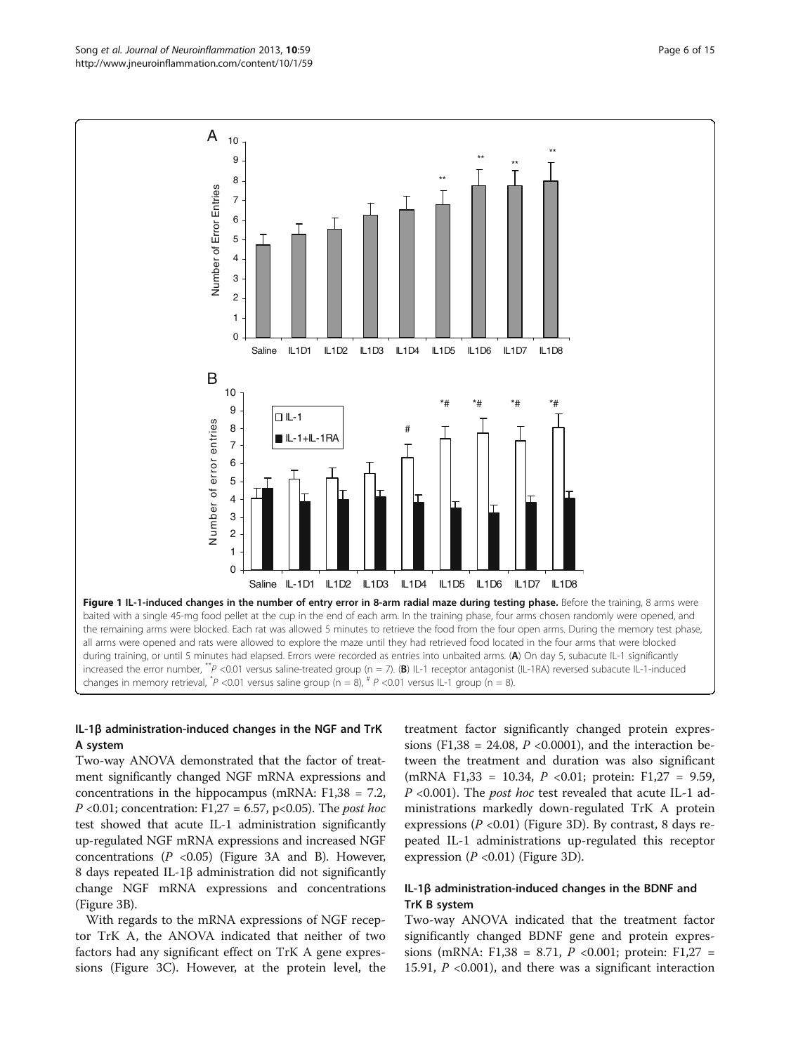**Figure 1 IL-1-induced changes in the number of entry error in 8-arm radial maze during testing phase.** Before the training, 8 arms were baited with a single 45-mg food pellet at the cup in the end of each arm. In the training phase, four arms chosen randomly were opened, and the remaining arms were blocked. Each rat was allowed 5 minutes to retrieve the food from the four open arms. During the memory test phase, all arms were opened and rats were allowed to explore the maze until they had retrieved food located in the four arms that were blocked during training, or until 5 minutes had elapsed. Errors were recorded as entries into unbaited arms. (**A**) On day 5, subacute IL-1 significantly increased the error number, ** $P$ <0.01 versus saline-treated group (n = 7). (**B**) IL-1 receptor antagonist (IL-1RA) reversed subacute IL-1-induced changes in memory retrieval, * $P$ <0.01 versus saline group (n = 8), # $P$ <0.01 versus IL-1 group (n = 8).

### IL-1β administration-induced changes in the NGF and TrK A system

Two-way ANOVA demonstrated that the factor of treatment significantly changed NGF mRNA expressions and concentrations in the hippocampus (mRNA: $F_{1,38}$ = 7.2, $P$ <0.01; concentration: $F_{1,27}$ = 6.57, p<0.05). The *post hoc* test showed that acute IL-1 administration significantly up-regulated NGF mRNA expressions and increased NGF concentrations ($P$ <0.05) (Figure 3A and B). However, 8 days repeated IL-1β administration did not significantly change NGF mRNA expressions and concentrations (Figure 3B).

With regards to the mRNA expressions of NGF receptor TrK A, the ANOVA indicated that neither of two factors had any significant effect on TrK A gene expressions (Figure 3C). However, at the protein level, the treatment factor significantly changed protein expressions ($F_{1,38}$ = 24.08, $P$ <0.0001), and the interaction between the treatment and duration was also significant (mRNA $F_{1,33}$ = 10.34, $P$ <0.01; protein: $F_{1,27}$ = 9.59, $P$ <0.001). The *post hoc* test revealed that acute IL-1 administrations markedly down-regulated TrK A protein expressions ($P$ <0.01) (Figure 3D). By contrast, 8 days repeated IL-1 administrations up-regulated this receptor expression ($P$ <0.01) (Figure 3D).

### IL-1β administration-induced changes in the BDNF and TrK B system

Two-way ANOVA indicated that the treatment factor significantly changed BDNF gene and protein expressions (mRNA: $F_{1,38}$ = 8.71, $P$ <0.001; protein: $F_{1,27}$ = 15.91, $P$ <0.001), and there was a significant interaction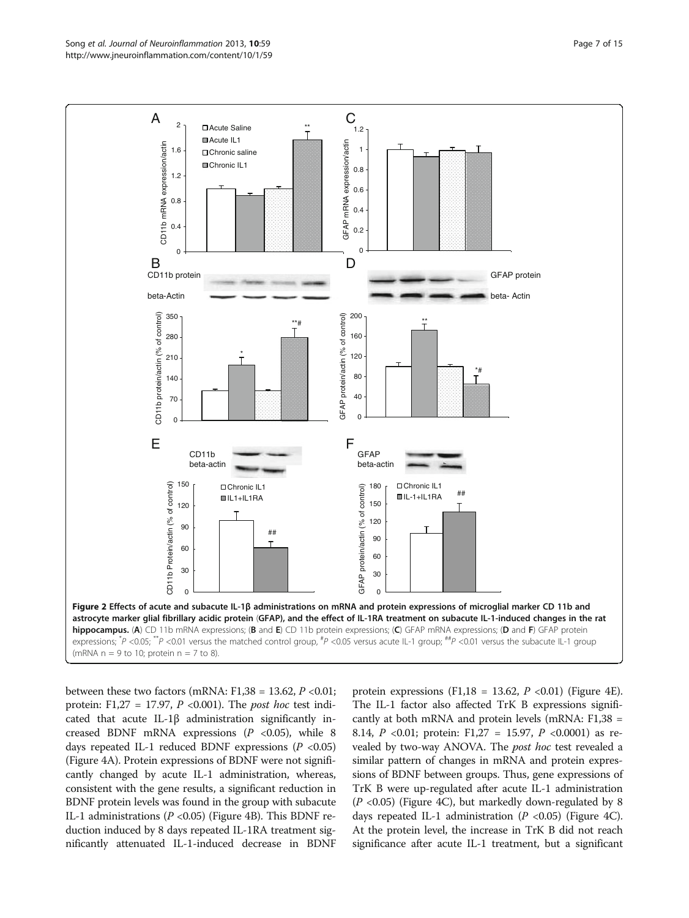**Figure 2 Effects of acute and subacute IL-1β administrations on mRNA and protein expressions of microglial marker CD 11b and astrocyte marker glial fibrillary acidic protein (GFAP), and the effect of IL-1RA treatment on subacute IL-1-induced changes in the rat hippocampus.** (**A**) CD 11b mRNA expressions; (**B** and **E**) CD 11b protein expressions; (**C**) GFAP mRNA expressions; (**D** and **F**) GFAP protein expressions; [*]*P* <0.05; [**]*P* <0.01 versus the matched control group, [#]*P* <0.05 versus acute IL-1 group; [##]*P* <0.01 versus the subacute IL-1 group (mRNA n = 9 to 10; protein n = 7 to 8).

between these two factors (mRNA: $F_{1,38}$ = 13.62, *P* <0.01; protein: $F_{1,27}$ = 17.97, *P* <0.001). The *post hoc* test indicated that acute IL-1β administration significantly increased BDNF mRNA expressions (*P* <0.05), while 8 days repeated IL-1 reduced BDNF expressions (*P* <0.05) (Figure 4A). Protein expressions of BDNF were not significantly changed by acute IL-1 administration, whereas, consistent with the gene results, a significant reduction in BDNF protein levels was found in the group with subacute IL-1 administrations (*P* <0.05) (Figure 4B). This BDNF reduction induced by 8 days repeated IL-1RA treatment significantly attenuated IL-1-induced decrease in BDNF protein expressions ($F_{1,18}$ = 13.62, *P* <0.01) (Figure 4E). The IL-1 factor also affected TrK B expressions significantly at both mRNA and protein levels (mRNA: $F_{1,38}$ = 8.14, *P* <0.01; protein: $F_{1,27}$ = 15.97, *P* <0.0001) as revealed by two-way ANOVA. The *post hoc* test revealed a similar pattern of changes in mRNA and protein expressions of BDNF between groups. Thus, gene expressions of TrK B were up-regulated after acute IL-1 administration (*P* <0.05) (Figure 4C), but markedly down-regulated by 8 days repeated IL-1 administration (*P* <0.05) (Figure 4C). At the protein level, the increase in TrK B did not reach significance after acute IL-1 treatment, but a significant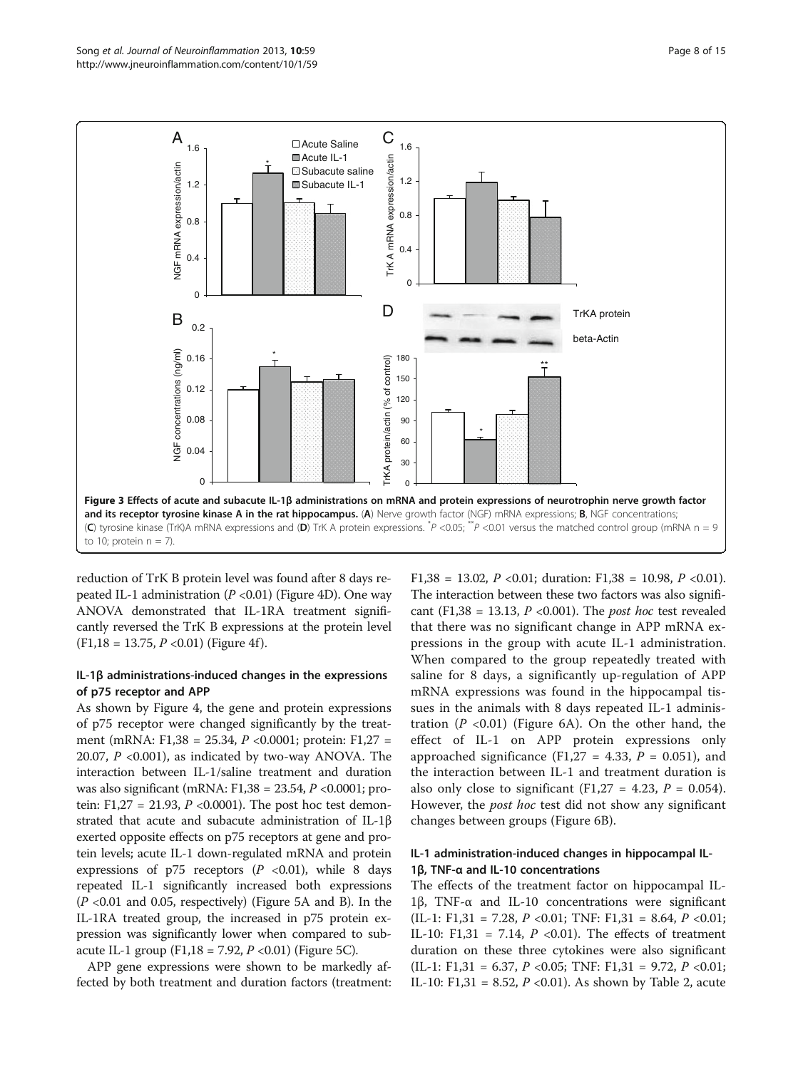Figure 3 Effects of acute and subacute IL-1β administrations on mRNA and protein expressions of neurotrophin nerve growth factor and its receptor tyrosine kinase A in the rat hippocampus. (A) Nerve growth factor (NGF) mRNA expressions; B, NGF concentrations; (C) tyrosine kinase (TrK)A mRNA expressions and (D) TrK A protein expressions. *P <0.05; **P <0.01 versus the matched control group (mRNA n = 9 to 10; protein n = 7).

reduction of TrK B protein level was found after 8 days repeated IL-1 administration ($P$ <0.01) (Figure 4D). One way ANOVA demonstrated that IL-1RA treatment significantly reversed the TrK B expressions at the protein level ($F_{1,18}$ = 13.75, $P$ <0.01) (Figure 4f).

### IL-1β administrations-induced changes in the expressions of p75 receptor and APP

As shown by Figure 4, the gene and protein expressions of p75 receptor were changed significantly by the treatment (mRNA: $F_{1,38}$ = 25.34, $P$ <0.0001; protein: $F_{1,27}$ = 20.07, $P$ <0.001), as indicated by two-way ANOVA. The interaction between IL-1/saline treatment and duration was also significant (mRNA: $F_{1,38}$ = 23.54, $P$ <0.0001; protein: $F_{1,27}$ = 21.93, $P$ <0.0001). The post hoc test demonstrated that acute and subacute administration of IL-1β exerted opposite effects on p75 receptors at gene and protein levels; acute IL-1 down-regulated mRNA and protein expressions of p75 receptors ($P$ <0.01), while 8 days repeated IL-1 significantly increased both expressions ($P$ <0.01 and 0.05, respectively) (Figure 5A and B). In the IL-1RA treated group, the increased in p75 protein expression was significantly lower when compared to subacute IL-1 group ($F_{1,18}$ = 7.92, $P$ <0.01) (Figure 5C).

APP gene expressions were shown to be markedly affected by both treatment and duration factors (treatment: $F_{1,38}$ = 13.02, $P$ <0.01; duration: $F_{1,38}$ = 10.98, $P$ <0.01). The interaction between these two factors was also significant ($F_{1,38}$ = 13.13, $P$ <0.001). The *post hoc* test revealed that there was no significant change in APP mRNA expressions in the group with acute IL-1 administration. When compared to the group repeatedly treated with saline for 8 days, a significantly up-regulation of APP mRNA expressions was found in the hippocampal tissues in the animals with 8 days repeated IL-1 administration ($P$ <0.01) (Figure 6A). On the other hand, the effect of IL-1 on APP protein expressions only approached significance ($F_{1,27}$ = 4.33, $P$ = 0.051), and the interaction between IL-1 and treatment duration is also only close to significant ($F_{1,27}$ = 4.23, $P$ = 0.054). However, the *post hoc* test did not show any significant changes between groups (Figure 6B).

### IL-1 administration-induced changes in hippocampal IL-1β, TNF-α and IL-10 concentrations

The effects of the treatment factor on hippocampal IL-1β, TNF-α and IL-10 concentrations were significant (IL-1: $F_{1,31}$ = 7.28, $P$ <0.01; TNF: $F_{1,31}$ = 8.64, $P$ <0.01; IL-10: $F_{1,31}$ = 7.14, $P$ <0.01). The effects of treatment duration on these three cytokines were also significant (IL-1: $F_{1,31}$ = 6.37, $P$ <0.05; TNF: $F_{1,31}$ = 9.72, $P$ <0.01; IL-10: $F_{1,31}$ = 8.52, $P$ <0.01). As shown by Table 2, acute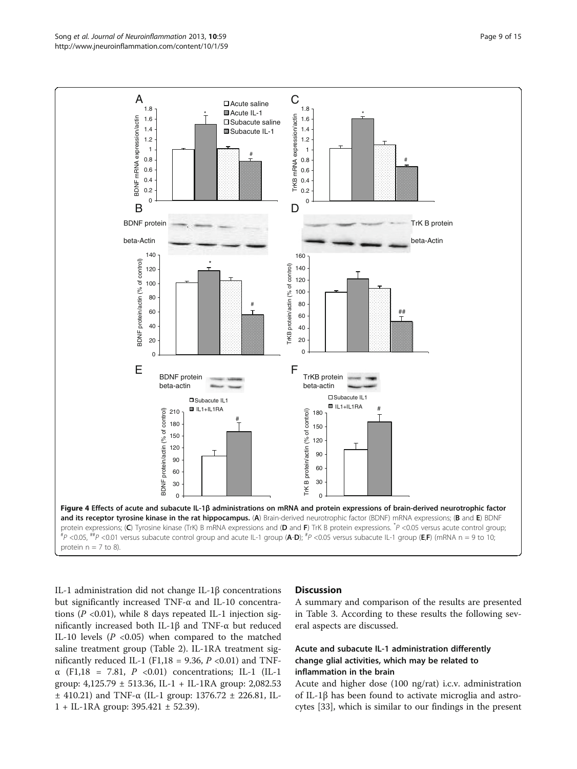**Figure 4 Effects of acute and subacute IL-1β administrations on mRNA and protein expressions of brain-derived neurotrophic factor and its receptor tyrosine kinase in the rat hippocampus.** (**A**) Brain-derived neurotrophic factor (BDNF) mRNA expressions; (**B** and **E**) BDNF protein expressions; (**C**) Tyrosine kinase (TrK) B mRNA expressions and (**D** and **F**) TrK B protein expressions. *$P$ <0.05 versus acute control group; #$P$ <0.05, ##$P$ <0.01 versus subacute control group and acute IL-1 group (**A**-**D**); #$P$ <0.05 versus subacute IL-1 group (**E**,**F**) (mRNA n = 9 to 10; protein n = 7 to 8).

IL-1 administration did not change IL-1β concentrations but significantly increased TNF-α and IL-10 concentrations ($P$ <0.01), while 8 days repeated IL-1 injection significantly increased both IL-1β and TNF-α but reduced IL-10 levels ($P$ <0.05) when compared to the matched saline treatment group (Table 2). IL-1RA treatment significantly reduced IL-1 ($F_{1,18}$ = 9.36, $P$ <0.01) and TNF-α ($F_{1,18}$ = 7.81, $P$ <0.01) concentrations; IL-1 (IL-1 group: 4,125.79 ± 513.36, IL-1 + IL-1RA group: 2,082.53 ± 410.21) and TNF-α (IL-1 group: 1376.72 ± 226.81, IL-1 + IL-1RA group: 395.421 ± 52.39).

## Discussion

A summary and comparison of the results are presented in Table 3. According to these results the following several aspects are discussed.

### Acute and subacute IL-1 administration differently change glial activities, which may be related to inflammation in the brain

Acute and higher dose (100 ng/rat) i.c.v. administration of IL-1β has been found to activate microglia and astrocytes [33], which is similar to our findings in the present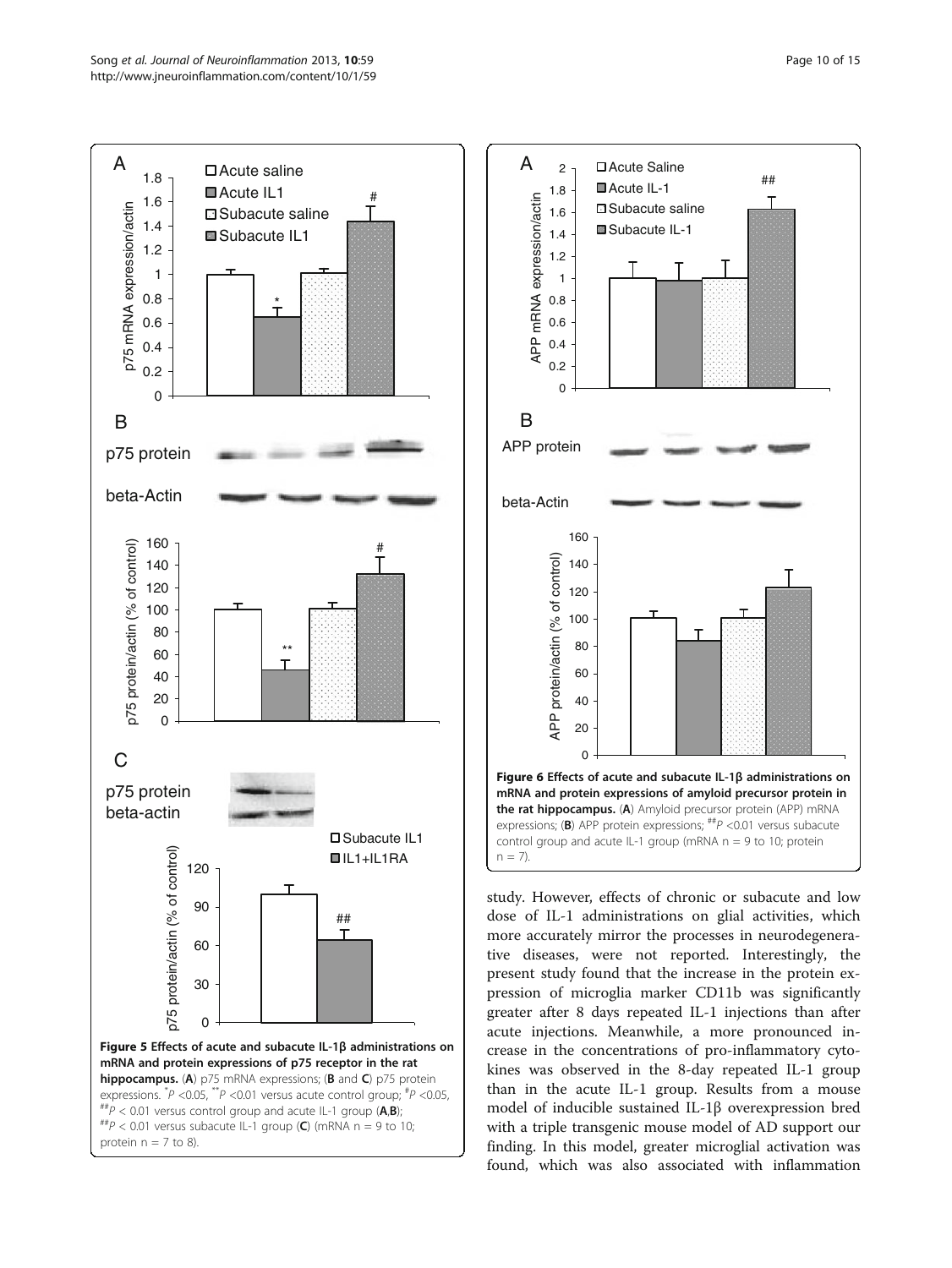**Figure 5 Effects of acute and subacute IL-1β administrations on mRNA and protein expressions of p75 receptor in the rat hippocampus.** (**A**) p75 mRNA expressions; (**B** and **C**) p75 protein expressions. $^{*}P$ <0.05, $^{**}P$ <0.01 versus acute control group; $^{\#}P$ <0.05, $^{\#\#}P$ < 0.01 versus control group and acute IL-1 group (**A**,**B**); $^{\#\#}P$ < 0.01 versus subacute IL-1 group (**C**) (mRNA n = 9 to 10; protein n = 7 to 8).

**Figure 6 Effects of acute and subacute IL-1β administrations on mRNA and protein expressions of amyloid precursor protein in the rat hippocampus.** (**A**) Amyloid precursor protein (APP) mRNA expressions; (**B**) APP protein expressions; $^{\#\#}P$ <0.01 versus subacute control group and acute IL-1 group (mRNA n = 9 to 10; protein n = 7).

study. However, effects of chronic or subacute and low dose of IL-1 administrations on glial activities, which more accurately mirror the processes in neurodegenerative diseases, were not reported. Interestingly, the present study found that the increase in the protein expression of microglia marker CD11b was significantly greater after 8 days repeated IL-1 injections than after acute injections. Meanwhile, a more pronounced increase in the concentrations of pro-inflammatory cytokines was observed in the 8-day repeated IL-1 group than in the acute IL-1 group. Results from a mouse model of inducible sustained IL-1β overexpression bred with a triple transgenic mouse model of AD support our finding. In this model, greater microglial activation was found, which was also associated with inflammation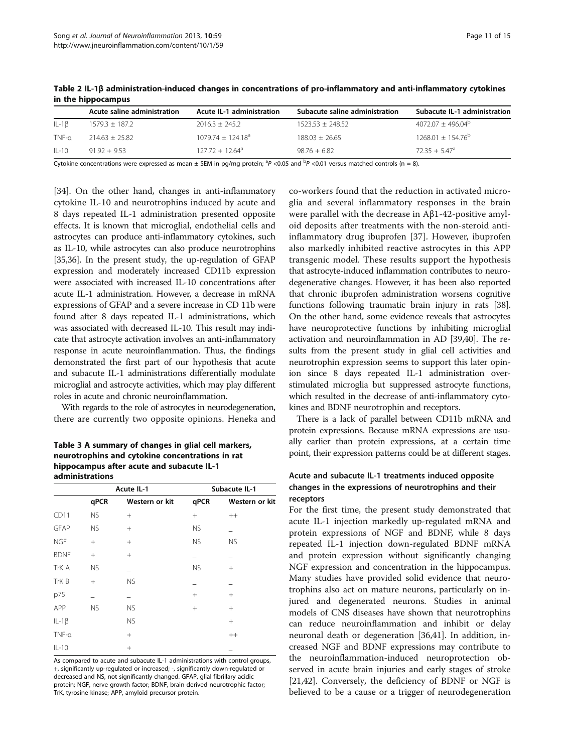**Table 2 IL-1β administration-induced changes in concentrations of pro-inflammatory and anti-inflammatory cytokines in the hippocampus**

| | Acute saline administration | Acute IL-1 administration | Subacute saline administration | Subacute IL-1 administration |
|---|---|---|---|---|
| IL-1β | 1579.3 ± 187.2 | 2016.3 ± 245.2 | 1523.53 ± 248.52 | 4072.07 ± 496.04[b] |
| TNF-α | 214.63 ± 25.82 | 1079.74 ± 124.18[a] | 188.03 ± 26.65 | 1268.01 ± 154.76[b] |
| IL-10 | 91.92 + 9.53 | 127.72 + 12.64[a] | 98.76 + 6.82 | 72.35 + 5.47[a] |

Cytokine concentrations were expressed as mean ± SEM in pg/mg protein; [a]$P$ <0.05 and [b]$P$ <0.01 versus matched controls (n = 8).

[34]. On the other hand, changes in anti-inflammatory cytokine IL-10 and neurotrophins induced by acute and 8 days repeated IL-1 administration presented opposite effects. It is known that microglial, endothelial cells and astrocytes can produce anti-inflammatory cytokines, such as IL-10, while astrocytes can also produce neurotrophins [35,36]. In the present study, the up-regulation of GFAP expression and moderately increased CD11b expression were associated with increased IL-10 concentrations after acute IL-1 administration. However, a decrease in mRNA expressions of GFAP and a severe increase in CD 11b were found after 8 days repeated IL-1 administrations, which was associated with decreased IL-10. This result may indicate that astrocyte activation involves an anti-inflammatory response in acute neuroinflammation. Thus, the findings demonstrated the first part of our hypothesis that acute and subacute IL-1 administrations differentially modulate microglial and astrocyte activities, which may play different roles in acute and chronic neuroinflammation.

With regards to the role of astrocytes in neurodegeneration, there are currently two opposite opinions. Heneka and co-workers found that the reduction in activated microglia and several inflammatory responses in the brain were parallel with the decrease in Aβ1-42-positive amyloid deposits after treatments with the non-steroid anti-inflammatory drug ibuprofen [37]. However, ibuprofen also markedly inhibited reactive astrocytes in this APP transgenic model. These results support the hypothesis that astrocyte-induced inflammation contributes to neurodegenerative changes. However, it has been also reported that chronic ibuprofen administration worsens cognitive functions following traumatic brain injury in rats [38]. On the other hand, some evidence reveals that astrocytes have neuroprotective functions by inhibiting microglial activation and neuroinflammation in AD [39,40]. The results from the present study in glial cell activities and neurotrophin expression seems to support this later opinion since 8 days repeated IL-1 administration overstimulated microglia but suppressed astrocyte functions, which resulted in the decrease of anti-inflammatory cytokines and BDNF neurotrophin and receptors.

**Table 3 A summary of changes in glial cell markers, neurotrophins and cytokine concentrations in rat hippocampus after acute and subacute IL-1 administrations**

| | Acute IL-1 | | Subacute IL-1 | |
|---|---|---|---|---|
| | qPCR | Western or kit | qPCR | Western or kit |
| CD11 | NS | + | + | ++ |
| GFAP | NS | + | NS | – |
| NGF | + | + | NS | NS |
| BDNF | + | + | – | – |
| TrK A | NS | – | NS | + |
| TrK B | + | NS | – | – |
| p75 | – | – | + | + |
| APP | NS | NS | + | + |
| IL-1β | | NS | | + |
| TNF-α | | + | | ++ |
| IL-10 | | + | | – |

As compared to acute and subacute IL-1 administrations with control groups, +, significantly up-regulated or increased; -, significantly down-regulated or decreased and NS, not significantly changed. GFAP, glial fibrillary acidic protein; NGF, nerve growth factor; BDNF, brain-derived neurotrophic factor; TrK, tyrosine kinase; APP, amyloid precursor protein.

There is a lack of parallel between CD11b mRNA and protein expressions. Because mRNA expressions are usually earlier than protein expressions, at a certain time point, their expression patterns could be at different stages.

### Acute and subacute IL-1 treatments induced opposite changes in the expressions of neurotrophins and their receptors

For the first time, the present study demonstrated that acute IL-1 injection markedly up-regulated mRNA and protein expressions of NGF and BDNF, while 8 days repeated IL-1 injection down-regulated BDNF mRNA and protein expression without significantly changing NGF expression and concentration in the hippocampus. Many studies have provided solid evidence that neurotrophins also act on mature neurons, particularly on injured and degenerated neurons. Studies in animal models of CNS diseases have shown that neurotrophins can reduce neuroinflammation and inhibit or delay neuronal death or degeneration [36,41]. In addition, increased NGF and BDNF expressions may contribute to the neuroinflammation-induced neuroprotection observed in acute brain injuries and early stages of stroke [21,42]. Conversely, the deficiency of BDNF or NGF is believed to be a cause or a trigger of neurodegeneration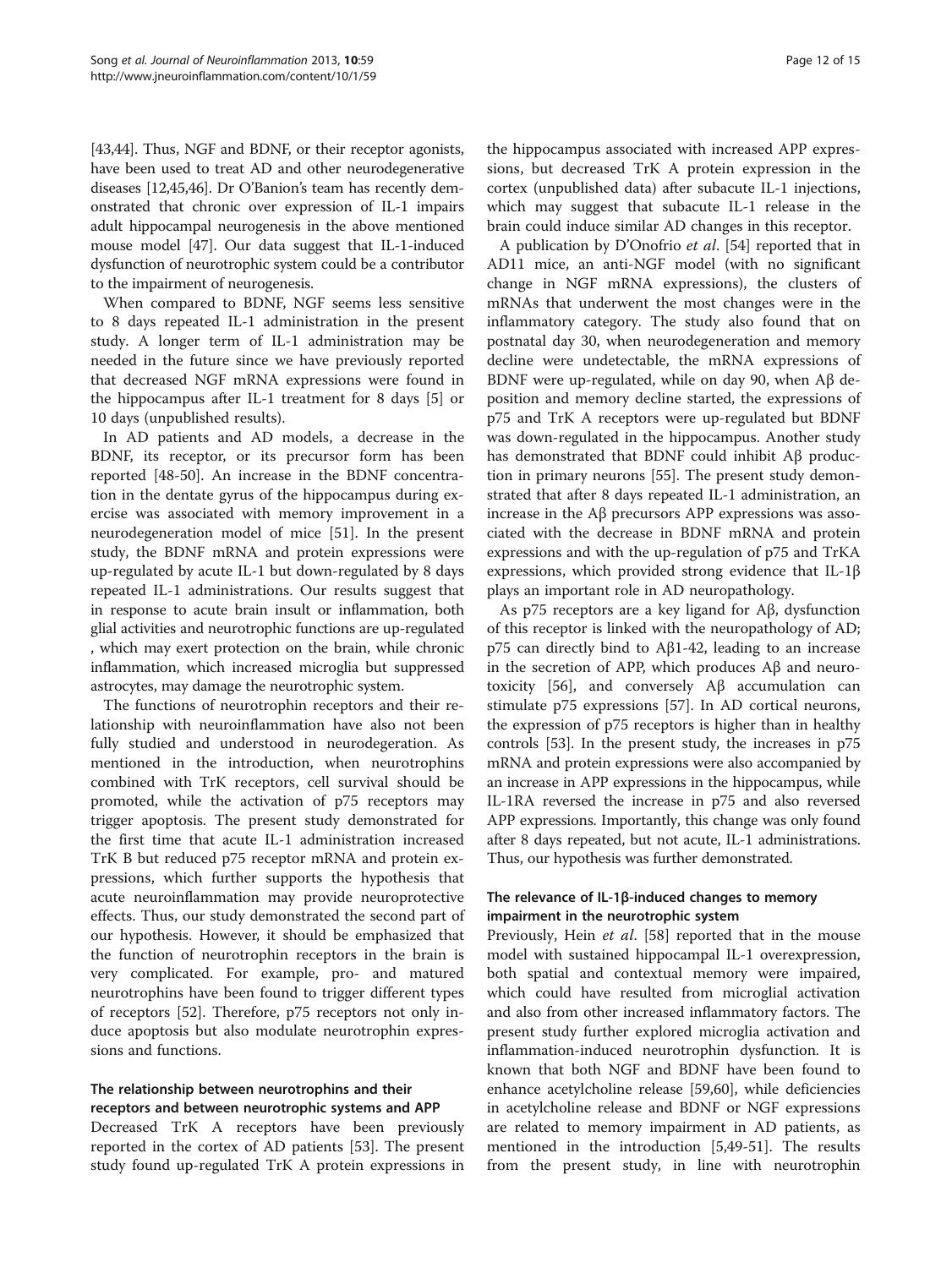[43,44]. Thus, NGF and BDNF, or their receptor agonists, have been used to treat AD and other neurodegenerative diseases [12,45,46]. Dr O'Banion's team has recently demonstrated that chronic over expression of IL-1 impairs adult hippocampal neurogenesis in the above mentioned mouse model [47]. Our data suggest that IL-1-induced dysfunction of neurotrophic system could be a contributor to the impairment of neurogenesis.

When compared to BDNF, NGF seems less sensitive to 8 days repeated IL-1 administration in the present study. A longer term of IL-1 administration may be needed in the future since we have previously reported that decreased NGF mRNA expressions were found in the hippocampus after IL-1 treatment for 8 days [5] or 10 days (unpublished results).

In AD patients and AD models, a decrease in the BDNF, its receptor, or its precursor form has been reported [48-50]. An increase in the BDNF concentration in the dentate gyrus of the hippocampus during exercise was associated with memory improvement in a neurodegeneration model of mice [51]. In the present study, the BDNF mRNA and protein expressions were up-regulated by acute IL-1 but down-regulated by 8 days repeated IL-1 administrations. Our results suggest that in response to acute brain insult or inflammation, both glial activities and neurotrophic functions are up-regulated , which may exert protection on the brain, while chronic inflammation, which increased microglia but suppressed astrocytes, may damage the neurotrophic system.

The functions of neurotrophin receptors and their relationship with neuroinflammation have also not been fully studied and understood in neurodegeration. As mentioned in the introduction, when neurotrophins combined with TrK receptors, cell survival should be promoted, while the activation of p75 receptors may trigger apoptosis. The present study demonstrated for the first time that acute IL-1 administration increased TrK B but reduced p75 receptor mRNA and protein expressions, which further supports the hypothesis that acute neuroinflammation may provide neuroprotective effects. Thus, our study demonstrated the second part of our hypothesis. However, it should be emphasized that the function of neurotrophin receptors in the brain is very complicated. For example, pro- and matured neurotrophins have been found to trigger different types of receptors [52]. Therefore, p75 receptors not only induce apoptosis but also modulate neurotrophin expressions and functions.

### The relationship between neurotrophins and their receptors and between neurotrophic systems and APP

Decreased TrK A receptors have been previously reported in the cortex of AD patients [53]. The present study found up-regulated TrK A protein expressions in the hippocampus associated with increased APP expressions, but decreased TrK A protein expression in the cortex (unpublished data) after subacute IL-1 injections, which may suggest that subacute IL-1 release in the brain could induce similar AD changes in this receptor.

A publication by D'Onofrio *et al*. [54] reported that in AD11 mice, an anti-NGF model (with no significant change in NGF mRNA expressions), the clusters of mRNAs that underwent the most changes were in the inflammatory category. The study also found that on postnatal day 30, when neurodegeneration and memory decline were undetectable, the mRNA expressions of BDNF were up-regulated, while on day 90, when Aβ deposition and memory decline started, the expressions of p75 and TrK A receptors were up-regulated but BDNF was down-regulated in the hippocampus. Another study has demonstrated that BDNF could inhibit Aβ production in primary neurons [55]. The present study demonstrated that after 8 days repeated IL-1 administration, an increase in the Aβ precursors APP expressions was associated with the decrease in BDNF mRNA and protein expressions and with the up-regulation of p75 and TrKA expressions, which provided strong evidence that IL-1β plays an important role in AD neuropathology.

As p75 receptors are a key ligand for Aβ, dysfunction of this receptor is linked with the neuropathology of AD; p75 can directly bind to Aβ1-42, leading to an increase in the secretion of APP, which produces Aβ and neurotoxicity [56], and conversely Aβ accumulation can stimulate p75 expressions [57]. In AD cortical neurons, the expression of p75 receptors is higher than in healthy controls [53]. In the present study, the increases in p75 mRNA and protein expressions were also accompanied by an increase in APP expressions in the hippocampus, while IL-1RA reversed the increase in p75 and also reversed APP expressions. Importantly, this change was only found after 8 days repeated, but not acute, IL-1 administrations. Thus, our hypothesis was further demonstrated.

### The relevance of IL-1β-induced changes to memory impairment in the neurotrophic system

Previously, Hein *et al*. [58] reported that in the mouse model with sustained hippocampal IL-1 overexpression, both spatial and contextual memory were impaired, which could have resulted from microglial activation and also from other increased inflammatory factors. The present study further explored microglia activation and inflammation-induced neurotrophin dysfunction. It is known that both NGF and BDNF have been found to enhance acetylcholine release [59,60], while deficiencies in acetylcholine release and BDNF or NGF expressions are related to memory impairment in AD patients, as mentioned in the introduction [5,49-51]. The results from the present study, in line with neurotrophin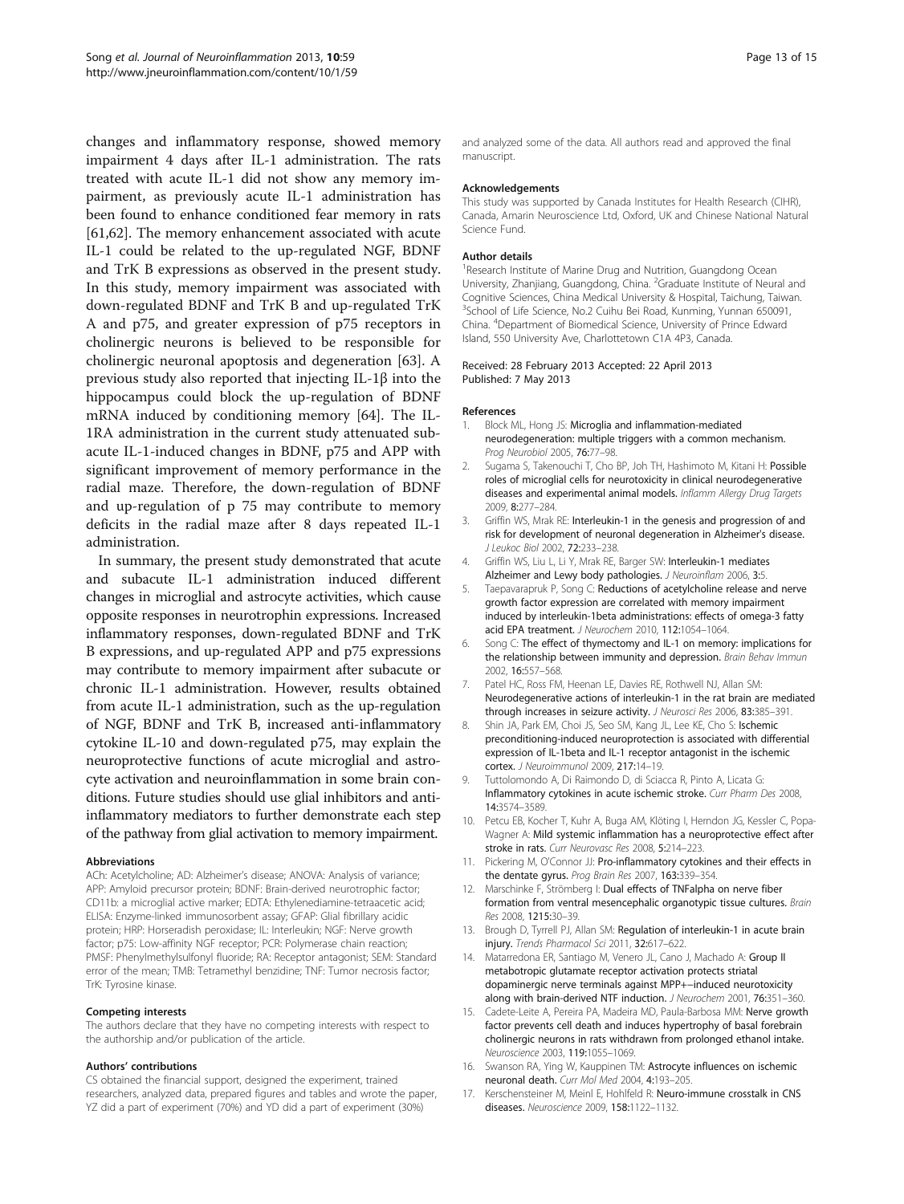changes and inflammatory response, showed memory impairment 4 days after IL-1 administration. The rats treated with acute IL-1 did not show any memory impairment, as previously acute IL-1 administration has been found to enhance conditioned fear memory in rats [61,62]. The memory enhancement associated with acute IL-1 could be related to the up-regulated NGF, BDNF and TrK B expressions as observed in the present study. In this study, memory impairment was associated with down-regulated BDNF and TrK B and up-regulated TrK A and p75, and greater expression of p75 receptors in cholinergic neurons is believed to be responsible for cholinergic neuronal apoptosis and degeneration [63]. A previous study also reported that injecting IL-1β into the hippocampus could block the up-regulation of BDNF mRNA induced by conditioning memory [64]. The IL-1RA administration in the current study attenuated subacute IL-1-induced changes in BDNF, p75 and APP with significant improvement of memory performance in the radial maze. Therefore, the down-regulation of BDNF and up-regulation of p 75 may contribute to memory deficits in the radial maze after 8 days repeated IL-1 administration.

In summary, the present study demonstrated that acute and subacute IL-1 administration induced different changes in microglial and astrocyte activities, which cause opposite responses in neurotrophin expressions. Increased inflammatory responses, down-regulated BDNF and TrK B expressions, and up-regulated APP and p75 expressions may contribute to memory impairment after subacute or chronic IL-1 administration. However, results obtained from acute IL-1 administration, such as the up-regulation of NGF, BDNF and TrK B, increased anti-inflammatory cytokine IL-10 and down-regulated p75, may explain the neuroprotective functions of acute microglial and astrocyte activation and neuroinflammation in some brain conditions. Future studies should use glial inhibitors and anti-inflammatory mediators to further demonstrate each step of the pathway from glial activation to memory impairment.

### Abbreviations

ACh: Acetylcholine; AD: Alzheimer's disease; ANOVA: Analysis of variance; APP: Amyloid precursor protein; BDNF: Brain-derived neurotrophic factor; CD11b: a microglial active marker; EDTA: Ethylenediamine-tetraacetic acid; ELISA: Enzyme-linked immunosorbent assay; GFAP: Glial fibrillary acidic protein; HRP: Horseradish peroxidase; IL: Interleukin; NGF: Nerve growth factor; p75: Low-affinity NGF receptor; PCR: Polymerase chain reaction; PMSF: Phenylmethylsulfonyl fluoride; RA: Receptor antagonist; SEM: Standard error of the mean; TMB: Tetramethyl benzidine; TNF: Tumor necrosis factor; TrK: Tyrosine kinase.

### Competing interests

The authors declare that they have no competing interests with respect to the authorship and/or publication of the article.

### Authors' contributions

CS obtained the financial support, designed the experiment, trained researchers, analyzed data, prepared figures and tables and wrote the paper, YZ did a part of experiment (70%) and YD did a part of experiment (30%) and analyzed some of the data. All authors read and approved the final manuscript.

### Acknowledgements

This study was supported by Canada Institutes for Health Research (CIHR), Canada, Amarin Neuroscience Ltd, Oxford, UK and Chinese National Natural Science Fund.

### Author details

[1]Research Institute of Marine Drug and Nutrition, Guangdong Ocean University, Zhanjiang, Guangdong, China. [2]Graduate Institute of Neural and Cognitive Sciences, China Medical University & Hospital, Taichung, Taiwan. [3]School of Life Science, No.2 Cuihu Bei Road, Kunming, Yunnan 650091, China. [4]Department of Biomedical Science, University of Prince Edward Island, 550 University Ave, Charlottetown C1A 4P3, Canada.

Received: 28 February 2013 Accepted: 22 April 2013
Published: 7 May 2013

### References

1. Block ML, Hong JS: **Microglia and inflammation-mediated neurodegeneration: multiple triggers with a common mechanism.** *Prog Neurobiol* 2005, **76:**77–98.
2. Sugama S, Takenouchi T, Cho BP, Joh TH, Hashimoto M, Kitani H: **Possible roles of microglial cells for neurotoxicity in clinical neurodegenerative diseases and experimental animal models.** *Inflamm Allergy Drug Targets* 2009, **8:**277–284.
3. Griffin WS, Mrak RE: **Interleukin-1 in the genesis and progression of and risk for development of neuronal degeneration in Alzheimer's disease.** *J Leukoc Biol* 2002, **72:**233–238.
4. Griffin WS, Liu L, Li Y, Mrak RE, Barger SW: **Interleukin-1 mediates Alzheimer and Lewy body pathologies.** *J Neuroinflam* 2006, **3:**5.
5. Taepavarapruk P, Song C: **Reductions of acetylcholine release and nerve growth factor expression are correlated with memory impairment induced by interleukin-1beta administrations: effects of omega-3 fatty acid EPA treatment.** *J Neurochem* 2010, **112:**1054–1064.
6. Song C: **The effect of thymectomy and IL-1 on memory: implications for the relationship between immunity and depression.** *Brain Behav Immun* 2002, **16:**557–568.
7. Patel HC, Ross FM, Heenan LE, Davies RE, Rothwell NJ, Allan SM: **Neurodegenerative actions of interleukin-1 in the rat brain are mediated through increases in seizure activity.** *J Neurosci Res* 2006, **83:**385–391.
8. Shin JA, Park EM, Choi JS, Seo SM, Kang JL, Lee KE, Cho S: **Ischemic preconditioning-induced neuroprotection is associated with differential expression of IL-1beta and IL-1 receptor antagonist in the ischemic cortex.** *J Neuroimmunol* 2009, **217:**14–19.
9. Tuttolomondo A, Di Raimondo D, di Sciacca R, Pinto A, Licata G: **Inflammatory cytokines in acute ischemic stroke.** *Curr Pharm Des* 2008, **14:**3574–3589.
10. Petcu EB, Kocher T, Kuhr A, Buga AM, Klöting I, Herndon JG, Kessler C, Popa-Wagner A: **Mild systemic inflammation has a neuroprotective effect after stroke in rats.** *Curr Neurovasc Res* 2008, **5:**214–223.
11. Pickering M, O'Connor JJ: **Pro-inflammatory cytokines and their effects in the dentate gyrus.** *Prog Brain Res* 2007, **163:**339–354.
12. Marschinke F, Strömberg I: **Dual effects of TNFalpha on nerve fiber formation from ventral mesencephalic organotypic tissue cultures.** *Brain Res* 2008, **1215:**30–39.
13. Brough D, Tyrrell PJ, Allan SM: **Regulation of interleukin-1 in acute brain injury.** *Trends Pharmacol Sci* 2011, **32:**617–622.
14. Matarredona ER, Santiago M, Venero JL, Cano J, Machado A: **Group II metabotropic glutamate receptor activation protects striatal dopaminergic nerve terminals against MPP+-induced neurotoxicity along with brain-derived NTF induction.** *J Neurochem* 2001, **76:**351–360.
15. Cadete-Leite A, Pereira PA, Madeira MD, Paula-Barbosa MM: **Nerve growth factor prevents cell death and induces hypertrophy of basal forebrain cholinergic neurons in rats withdrawn from prolonged ethanol intake.** *Neuroscience* 2003, **119:**1055–1069.
16. Swanson RA, Ying W, Kauppinen TM: **Astrocyte influences on ischemic neuronal death.** *Curr Mol Med* 2004, **4:**193–205.
17. Kerschensteiner M, Meinl E, Hohlfeld R: **Neuro-immune crosstalk in CNS diseases.** *Neuroscience* 2009, **158:**1122–1132.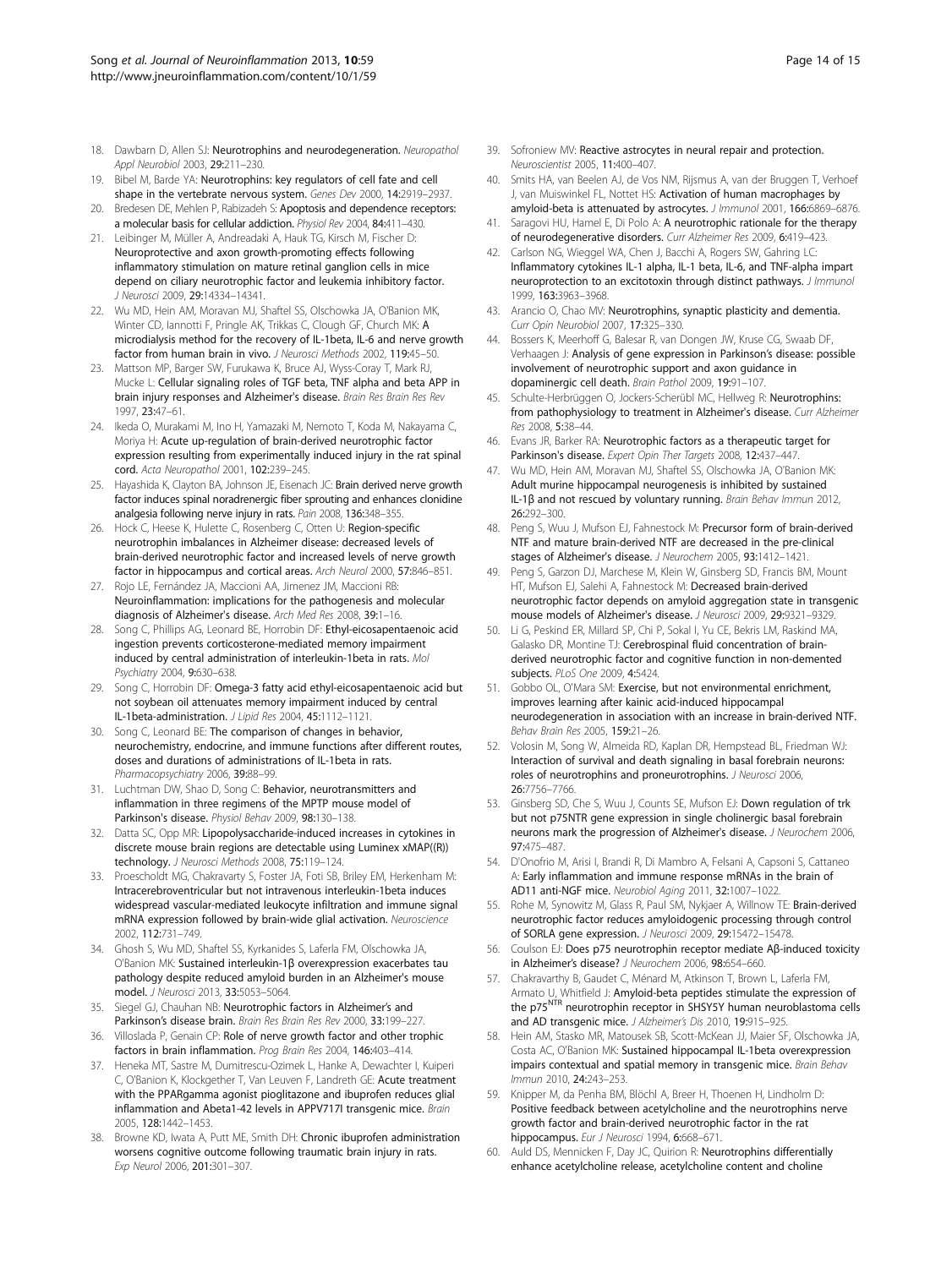18. Dawbarn D, Allen SJ: **Neurotrophins and neurodegeneration.** *Neuropathol Appl Neurobiol* 2003, **29:**211–230.
19. Bibel M, Barde YA: **Neurotrophins: key regulators of cell fate and cell shape in the vertebrate nervous system.** *Genes Dev* 2000, **14:**2919–2937.
20. Bredesen DE, Mehlen P, Rabizadeh S: **Apoptosis and dependence receptors: a molecular basis for cellular addiction.** *Physiol Rev* 2004, **84:**411–430.
21. Leibinger M, Müller A, Andreadaki A, Hauk TG, Kirsch M, Fischer D: **Neuroprotective and axon growth-promoting effects following inflammatory stimulation on mature retinal ganglion cells in mice depend on ciliary neurotrophic factor and leukemia inhibitory factor.** *J Neurosci* 2009, **29:**14334–14341.
22. Wu MD, Hein AM, Moravan MJ, Shaftel SS, Olschowka JA, O'Banion MK, Winter CD, Iannotti F, Pringle AK, Trikkas C, Clough GF, Church MK: **A microdialysis method for the recovery of IL-1beta, IL-6 and nerve growth factor from human brain in vivo.** *J Neurosci Methods* 2002, **119:**45–50.
23. Mattson MP, Barger SW, Furukawa K, Bruce AJ, Wyss-Coray T, Mark RJ, Mucke L: **Cellular signaling roles of TGF beta, TNF alpha and beta APP in brain injury responses and Alzheimer's disease.** *Brain Res Brain Res Rev* 1997, **23:**47–61.
24. Ikeda O, Murakami M, Ino H, Yamazaki M, Nemoto T, Koda M, Nakayama C, Moriya H: **Acute up-regulation of brain-derived neurotrophic factor expression resulting from experimentally induced injury in the rat spinal cord.** *Acta Neuropathol* 2001, **102:**239–245.
25. Hayashida K, Clayton BA, Johnson JE, Eisenach JC: **Brain derived nerve growth factor induces spinal noradrenergic fiber sprouting and enhances clonidine analgesia following nerve injury in rats.** *Pain* 2008, **136:**348–355.
26. Hock C, Heese K, Hulette C, Rosenberg C, Otten U: **Region-specific neurotrophin imbalances in Alzheimer disease: decreased levels of brain-derived neurotrophic factor and increased levels of nerve growth factor in hippocampus and cortical areas.** *Arch Neurol* 2000, **57:**846–851.
27. Rojo LE, Fernández JA, Maccioni AA, Jimenez JM, Maccioni RB: **Neuroinflammation: implications for the pathogenesis and molecular diagnosis of Alzheimer's disease.** *Arch Med Res* 2008, **39:**1–16.
28. Song C, Phillips AG, Leonard BE, Horrobin DF: **Ethyl-eicosapentaenoic acid ingestion prevents corticosterone-mediated memory impairment induced by central administration of interleukin-1beta in rats.** *Mol Psychiatry* 2004, **9:**630–638.
29. Song C, Horrobin DF: **Omega-3 fatty acid ethyl-eicosapentaenoic acid but not soybean oil attenuates memory impairment induced by central IL-1beta-administration.** *J Lipid Res* 2004, **45:**1112–1121.
30. Song C, Leonard BE: **The comparison of changes in behavior, neurochemistry, endocrine, and immune functions after different routes, doses and durations of administrations of IL-1beta in rats.** *Pharmacopsychiatry* 2006, **39:**88–99.
31. Luchtman DW, Shao D, Song C: **Behavior, neurotransmitters and inflammation in three regimens of the MPTP mouse model of Parkinson's disease.** *Physiol Behav* 2009, **98:**130–138.
32. Datta SC, Opp MR: **Lipopolysaccharide-induced increases in cytokines in discrete mouse brain regions are detectable using Luminex xMAP((R)) technology.** *J Neurosci Methods* 2008, **75:**119–124.
33. Proescholdt MG, Chakravarty S, Foster JA, Foti SB, Briley EM, Herkenham M: **Intracerebroventricular but not intravenous interleukin-1beta induces widespread vascular-mediated leukocyte infiltration and immune signal mRNA expression followed by brain-wide glial activation.** *Neuroscience* 2002, **112:**731–749.
34. Ghosh S, Wu MD, Shaftel SS, Kyrkanides S, Laferla FM, Olschowka JA, O'Banion MK: **Sustained interleukin-1β overexpression exacerbates tau pathology despite reduced amyloid burden in an Alzheimer's mouse model.** *J Neurosci* 2013, **33:**5053–5064.
35. Siegel GJ, Chauhan NB: **Neurotrophic factors in Alzheimer's and Parkinson's disease brain.** *Brain Res Brain Res Rev* 2000, **33:**199–227.
36. Villoslada P, Genain CP: **Role of nerve growth factor and other trophic factors in brain inflammation.** *Prog Brain Res* 2004, **146:**403–414.
37. Heneka MT, Sastre M, Dumitrescu-Ozimek L, Hanke A, Dewachter I, Kuiperi C, O'Banion K, Klockgether T, Van Leuven F, Landreth GE: **Acute treatment with the PPARgamma agonist pioglitazone and ibuprofen reduces glial inflammation and Abeta1-42 levels in APPV717I transgenic mice.** *Brain* 2005, **128:**1442–1453.
38. Browne KD, Iwata A, Putt ME, Smith DH: **Chronic ibuprofen administration worsens cognitive outcome following traumatic brain injury in rats.** *Exp Neurol* 2006, **201:**301–307.
39. Sofroniew MV: **Reactive astrocytes in neural repair and protection.** *Neuroscientist* 2005, **11:**400–407.
40. Smits HA, van Beelen AJ, de Vos NM, Rijsmus A, van der Bruggen T, Verhoef J, van Muiswinkel FL, Nottet HS: **Activation of human macrophages by amyloid-beta is attenuated by astrocytes.** *J Immunol* 2001, **166:**6869–6876.
41. Saragovi HU, Hamel E, Di Polo A: **A neurotrophic rationale for the therapy of neurodegenerative disorders.** *Curr Alzheimer Res* 2009, **6:**419–423.
42. Carlson NG, Wieggel WA, Chen J, Bacchi A, Rogers SW, Gahring LC: **Inflammatory cytokines IL-1 alpha, IL-1 beta, IL-6, and TNF-alpha impart neuroprotection to an excitotoxin through distinct pathways.** *J Immunol* 1999, **163:**3963–3968.
43. Arancio O, Chao MV: **Neurotrophins, synaptic plasticity and dementia.** *Curr Opin Neurobiol* 2007, **17:**325–330.
44. Bossers K, Meerhoff G, Balesar R, van Dongen JW, Kruse CG, Swaab DF, Verhaagen J: **Analysis of gene expression in Parkinson's disease: possible involvement of neurotrophic support and axon guidance in dopaminergic cell death.** *Brain Pathol* 2009, **19:**91–107.
45. Schulte-Herbrüggen O, Jockers-Scherübl MC, Hellweg R: **Neurotrophins: from pathophysiology to treatment in Alzheimer's disease.** *Curr Alzheimer Res* 2008, **5:**38–44.
46. Evans JR, Barker RA: **Neurotrophic factors as a therapeutic target for Parkinson's disease.** *Expert Opin Ther Targets* 2008, **12:**437–447.
47. Wu MD, Hein AM, Moravan MJ, Shaftel SS, Olschowka JA, O'Banion MK: **Adult murine hippocampal neurogenesis is inhibited by sustained IL-1β and not rescued by voluntary running.** *Brain Behav Immun* 2012, **26:**292–300.
48. Peng S, Wuu J, Mufson EJ, Fahnestock M: **Precursor form of brain-derived NTF and mature brain-derived NTF are decreased in the pre-clinical stages of Alzheimer's disease.** *J Neurochem* 2005, **93:**1412–1421.
49. Peng S, Garzon DJ, Marchese M, Klein W, Ginsberg SD, Francis BM, Mount HT, Mufson EJ, Salehi A, Fahnestock M: **Decreased brain-derived neurotrophic factor depends on amyloid aggregation state in transgenic mouse models of Alzheimer's disease.** *J Neurosci* 2009, **29:**9321–9329.
50. Li G, Peskind ER, Millard SP, Chi P, Sokal I, Yu CE, Bekris LM, Raskind MA, Galasko DR, Montine TJ: **Cerebrospinal fluid concentration of brain-derived neurotrophic factor and cognitive function in non-demented subjects.** *PLoS One* 2009, **4:**5424.
51. Gobbo OL, O'Mara SM: **Exercise, but not environmental enrichment, improves learning after kainic acid-induced hippocampal neurodegeneration in association with an increase in brain-derived NTF.** *Behav Brain Res* 2005, **159:**21–26.
52. Volosin M, Song W, Almeida RD, Kaplan DR, Hempstead BL, Friedman WJ: **Interaction of survival and death signaling in basal forebrain neurons: roles of neurotrophins and proneurotrophins.** *J Neurosci* 2006, **26:**7756–7766.
53. Ginsberg SD, Che S, Wuu J, Counts SE, Mufson EJ: **Down regulation of trk but not p75NTR gene expression in single cholinergic basal forebrain neurons mark the progression of Alzheimer's disease.** *J Neurochem* 2006, **97:**475–487.
54. D'Onofrio M, Arisi I, Brandi R, Di Mambro A, Felsani A, Capsoni S, Cattaneo A: **Early inflammation and immune response mRNAs in the brain of AD11 anti-NGF mice.** *Neurobiol Aging* 2011, **32:**1007–1022.
55. Rohe M, Synowitz M, Glass R, Paul SM, Nykjaer A, Willnow TE: **Brain-derived neurotrophic factor reduces amyloidogenic processing through control of SORLA gene expression.** *J Neurosci* 2009, **29:**15472–15478.
56. Coulson EJ: **Does p75 neurotrophin receptor mediate Aβ-induced toxicity in Alzheimer's disease?** *J Neurochem* 2006, **98:**654–660.
57. Chakravarthy B, Gaudet C, Ménard M, Atkinson T, Brown L, Laferla FM, Armato U, Whitfield J: **Amyloid-beta peptides stimulate the expression of the p75$^{NTR}$ neurotrophin receptor in SHSY5Y human neuroblastoma cells and AD transgenic mice.** *J Alzheimer's Dis* 2010, **19:**915–925.
58. Hein AM, Stasko MR, Matousek SB, Scott-McKean JJ, Maier SF, Olschowka JA, Costa AC, O'Banion MK: **Sustained hippocampal IL-1beta overexpression impairs contextual and spatial memory in transgenic mice.** *Brain Behav Immun* 2010, **24:**243–253.
59. Knipper M, da Penha BM, Blöchl A, Breer H, Thoenen H, Lindholm D: **Positive feedback between acetylcholine and the neurotrophins nerve growth factor and brain-derived neurotrophic factor in the rat hippocampus.** *Eur J Neurosci* 1994, **6:**668–671.
60. Auld DS, Mennicken F, Day JC, Quirion R: **Neurotrophins differentially enhance acetylcholine release, acetylcholine content and choline**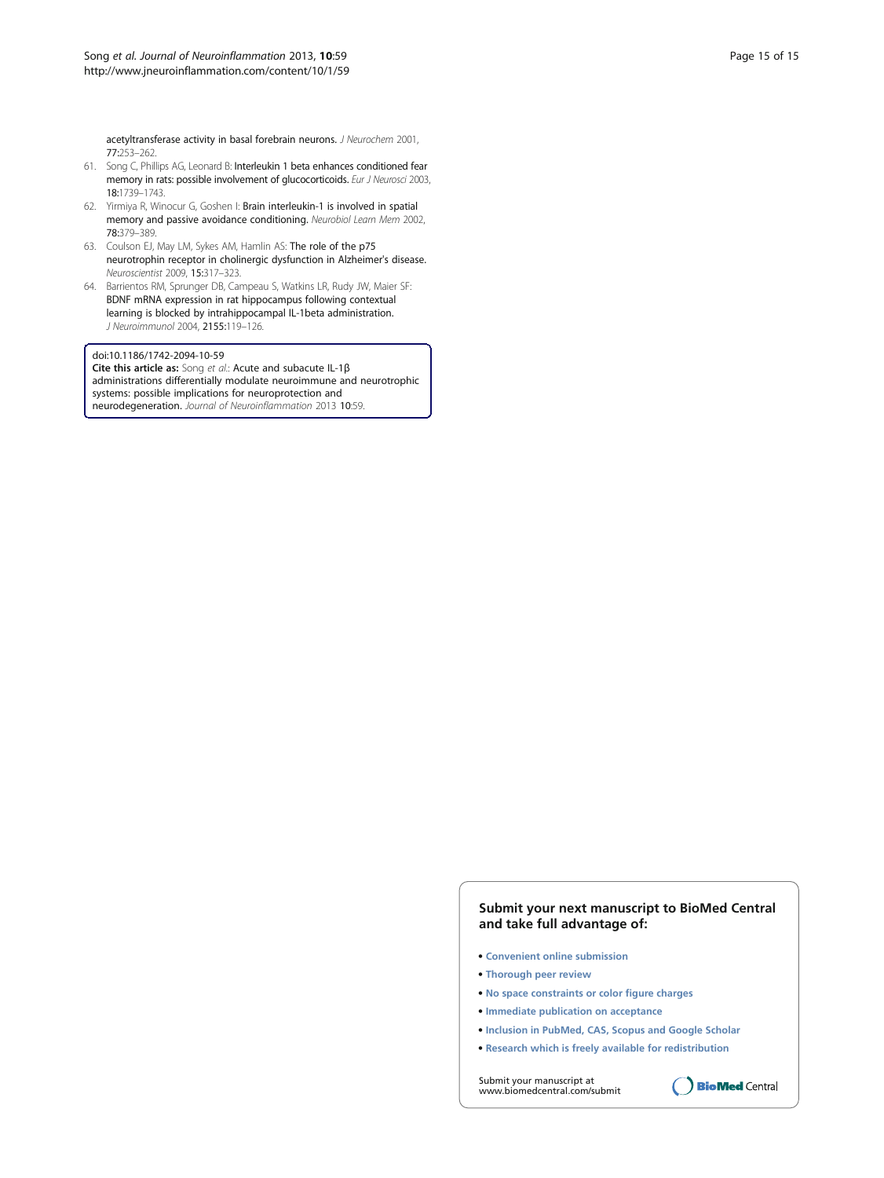acetyltransferase activity in basal forebrain neurons. *J Neurochem* 2001, **77:**253–262.

61. Song C, Phillips AG, Leonard B: **Interleukin 1 beta enhances conditioned fear memory in rats: possible involvement of glucocorticoids.** *Eur J Neurosci* 2003, **18:**1739–1743.
62. Yirmiya R, Winocur G, Goshen I: **Brain interleukin-1 is involved in spatial memory and passive avoidance conditioning.** *Neurobiol Learn Mem* 2002, **78:**379–389.
63. Coulson EJ, May LM, Sykes AM, Hamlin AS: **The role of the p75 neurotrophin receptor in cholinergic dysfunction in Alzheimer's disease.** *Neuroscientist* 2009, **15:**317–323.
64. Barrientos RM, Sprunger DB, Campeau S, Watkins LR, Rudy JW, Maier SF: **BDNF mRNA expression in rat hippocampus following contextual learning is blocked by intrahippocampal IL-1beta administration.** *J Neuroimmunol* 2004, **2155:**119–126.

doi:10.1186/1742-2094-10-59
**Cite this article as:** Song *et al.*: Acute and subacute IL-1β administrations differentially modulate neuroimmune and neurotrophic systems: possible implications for neuroprotection and neurodegeneration. *Journal of Neuroinflammation* 2013 **10**:59.

**Submit your next manuscript to BioMed Central and take full advantage of:**

- **Convenient online submission**
- **Thorough peer review**
- **No space constraints or color figure charges**
- **Immediate publication on acceptance**
- **Inclusion in PubMed, CAS, Scopus and Google Scholar**
- **Research which is freely available for redistribution**

Submit your manuscript at
www.biomedcentral.com/submit

BioMed Central